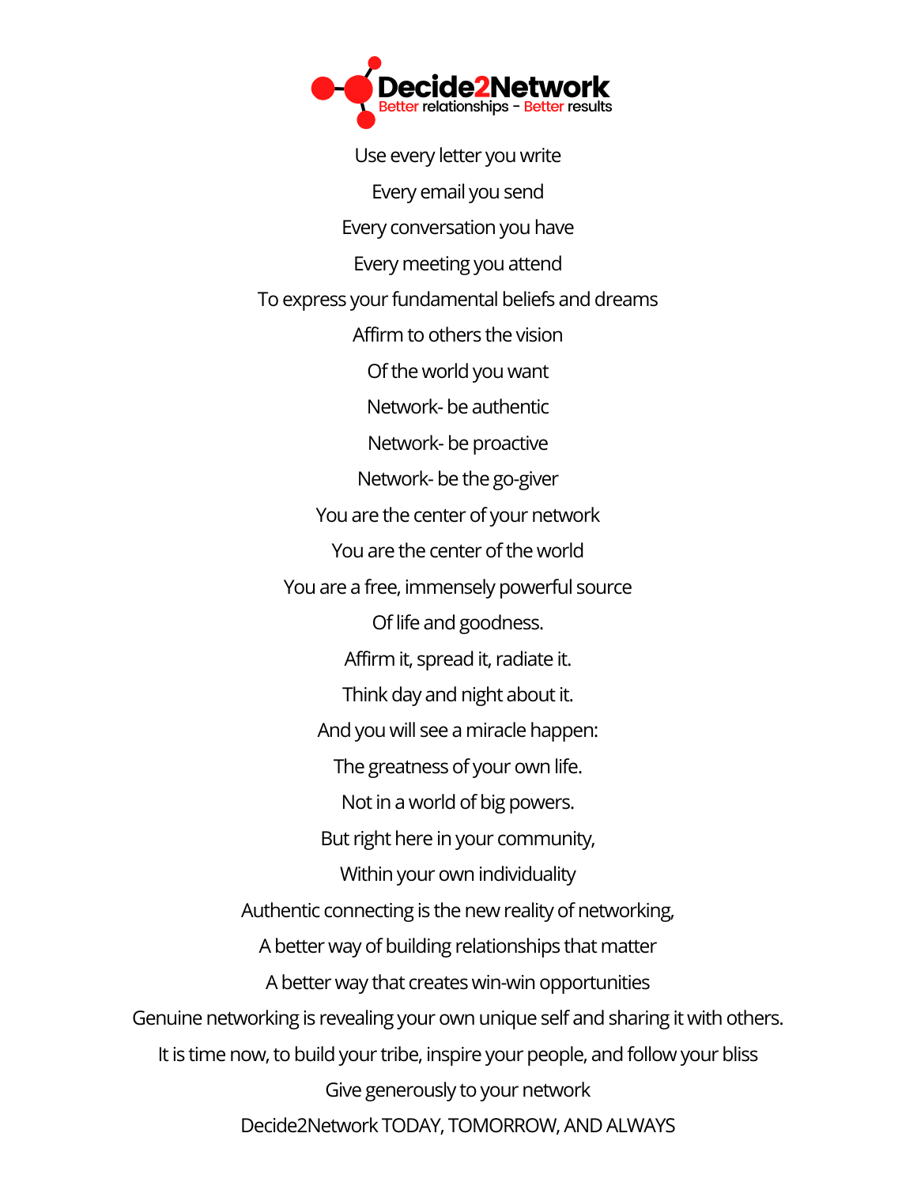Decide2Network

Better relationships - Better results

Use every letter you write

Every email you send

Every conversation you have

Every meeting you attend

To express your fundamental beliefs and dreams

Affirm to others the vision

Of the world you want

Network- be authentic

Network- be proactive

Network- be the go-giver

You are the center of your network

You are the center of the world

You are a free, immensely powerful source

Of life and goodness.

Affirm it, spread it, radiate it.

Think day and night about it.

And you will see a miracle happen:

The greatness of your own life.

Not in a world of big powers.

But right here in your community,

Within your own individuality

Authentic connecting is the new reality of networking,

A better way of building relationships that matter

A better way that creates win-win opportunities

Genuine networking is revealing your own unique self and sharing it with others.

It is time now, to build your tribe, inspire your people, and follow your bliss

Give generously to your network

Decide2Network TODAY, TOMORROW, AND ALWAYS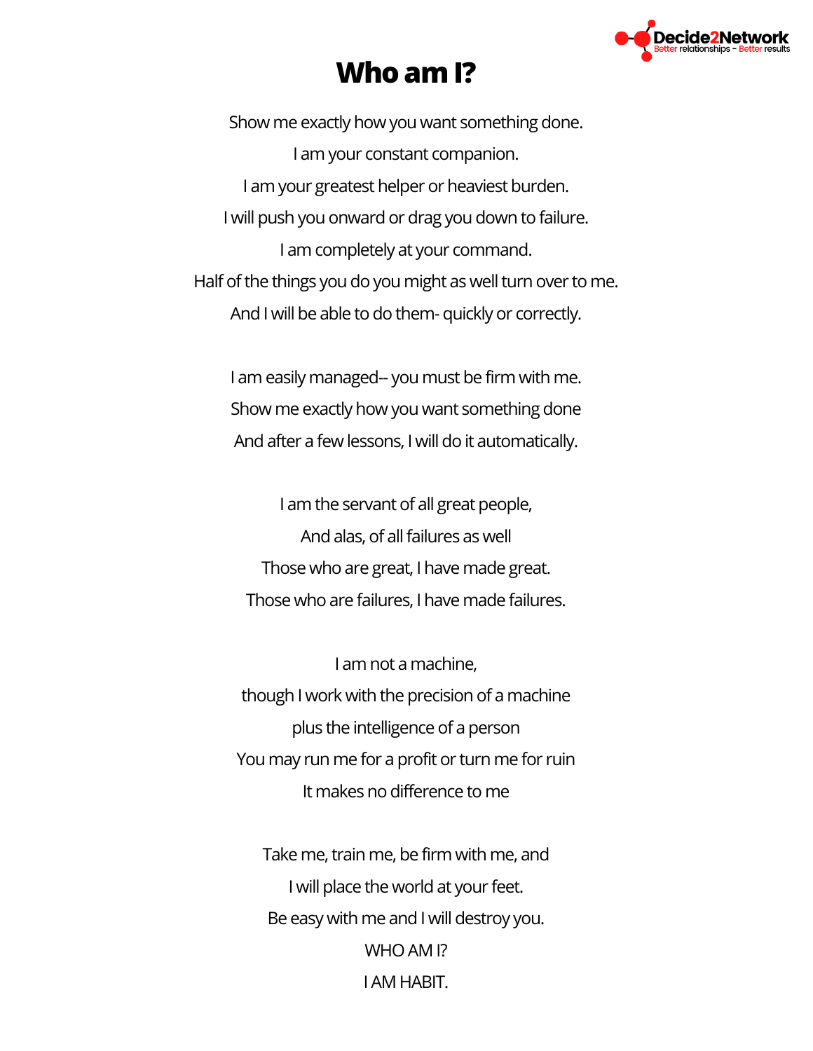# Who am I?

Show me exactly how you want something done.  
I am your constant companion.  
I am your greatest helper or heaviest burden.  
I will push you onward or drag you down to failure.  
I am completely at your command.  
Half of the things you do you might as well turn over to me.  
And I will be able to do them- quickly or correctly.

I am easily managed-- you must be firm with me.  
Show me exactly how you want something done  
And after a few lessons, I will do it automatically.

I am the servant of all great people,  
And alas, of all failures as well  
Those who are great, I have made great.  
Those who are failures, I have made failures.

I am not a machine,  
though I work with the precision of a machine  
plus the intelligence of a person  
You may run me for a profit or turn me for ruin  
It makes no difference to me

Take me, train me, be firm with me, and  
I will place the world at your feet.  
Be easy with me and I will destroy you.  
WHO AM I?  
I AM HABIT.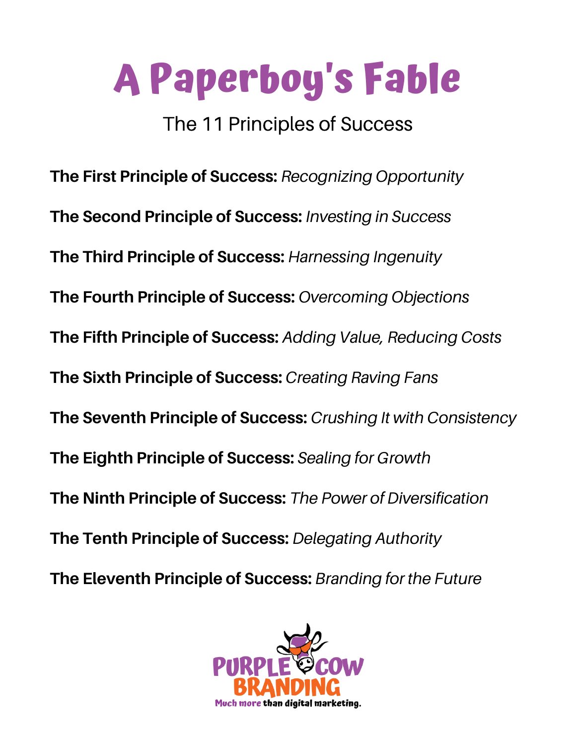# A Paperboy's Fable

The 11 Principles of Success

**The First Principle of Success:** *Recognizing Opportunity*

**The Second Principle of Success:** *Investing in Success*

**The Third Principle of Success:** *Harnessing Ingenuity*

**The Fourth Principle of Success:** *Overcoming Objections*

**The Fifth Principle of Success:** *Adding Value, Reducing Costs*

**The Sixth Principle of Success:** *Creating Raving Fans*

**The Seventh Principle of Success:** *Crushing It with Consistency*

**The Eighth Principle of Success:** *Sealing for Growth*

**The Ninth Principle of Success:** *The Power of Diversification*

**The Tenth Principle of Success:** *Delegating Authority*

**The Eleventh Principle of Success:** *Branding for the Future*

PURPLE COW BRANDING

Much more than digital marketing.